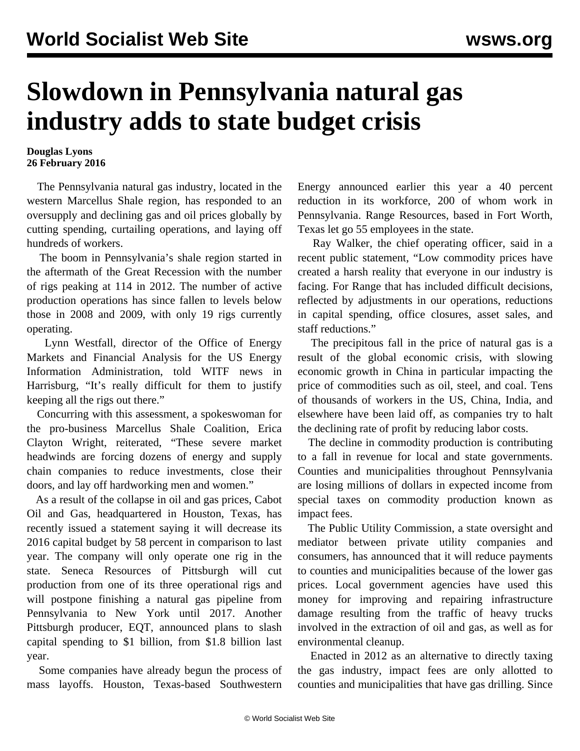# Slowdown in Pennsylvania natural gas industry adds to state budget crisis

**Douglas Lyons**
**26 February 2016**

The Pennsylvania natural gas industry, located in the western Marcellus Shale region, has responded to an oversupply and declining gas and oil prices globally by cutting spending, curtailing operations, and laying off hundreds of workers.

The boom in Pennsylvania's shale region started in the aftermath of the Great Recession with the number of rigs peaking at 114 in 2012. The number of active production operations has since fallen to levels below those in 2008 and 2009, with only 19 rigs currently operating.

Lynn Westfall, director of the Office of Energy Markets and Financial Analysis for the US Energy Information Administration, told WITF news in Harrisburg, "It's really difficult for them to justify keeping all the rigs out there."

Concurring with this assessment, a spokeswoman for the pro-business Marcellus Shale Coalition, Erica Clayton Wright, reiterated, "These severe market headwinds are forcing dozens of energy and supply chain companies to reduce investments, close their doors, and lay off hardworking men and women."

As a result of the collapse in oil and gas prices, Cabot Oil and Gas, headquartered in Houston, Texas, has recently issued a statement saying it will decrease its 2016 capital budget by 58 percent in comparison to last year. The company will only operate one rig in the state. Seneca Resources of Pittsburgh will cut production from one of its three operational rigs and will postpone finishing a natural gas pipeline from Pennsylvania to New York until 2017. Another Pittsburgh producer, EQT, announced plans to slash capital spending to $1 billion, from $1.8 billion last year.

Some companies have already begun the process of mass layoffs. Houston, Texas-based Southwestern Energy announced earlier this year a 40 percent reduction in its workforce, 200 of whom work in Pennsylvania. Range Resources, based in Fort Worth, Texas let go 55 employees in the state.

Ray Walker, the chief operating officer, said in a recent public statement, "Low commodity prices have created a harsh reality that everyone in our industry is facing. For Range that has included difficult decisions, reflected by adjustments in our operations, reductions in capital spending, office closures, asset sales, and staff reductions."

The precipitous fall in the price of natural gas is a result of the global economic crisis, with slowing economic growth in China in particular impacting the price of commodities such as oil, steel, and coal. Tens of thousands of workers in the US, China, India, and elsewhere have been laid off, as companies try to halt the declining rate of profit by reducing labor costs.

The decline in commodity production is contributing to a fall in revenue for local and state governments. Counties and municipalities throughout Pennsylvania are losing millions of dollars in expected income from special taxes on commodity production known as impact fees.

The Public Utility Commission, a state oversight and mediator between private utility companies and consumers, has announced that it will reduce payments to counties and municipalities because of the lower gas prices. Local government agencies have used this money for improving and repairing infrastructure damage resulting from the traffic of heavy trucks involved in the extraction of oil and gas, as well as for environmental cleanup.

Enacted in 2012 as an alternative to directly taxing the gas industry, impact fees are only allotted to counties and municipalities that have gas drilling. Since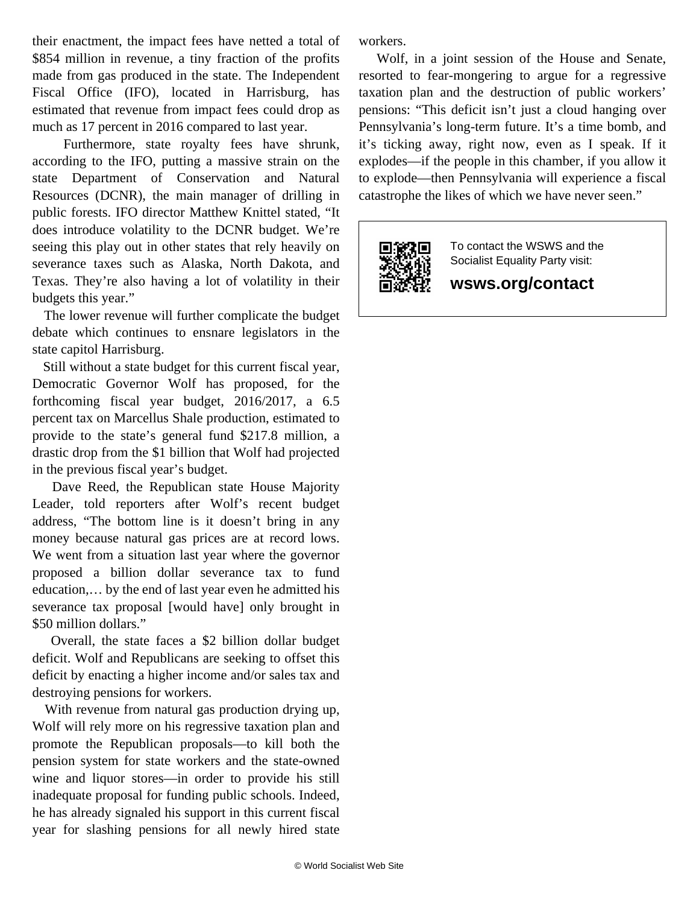their enactment, the impact fees have netted a total of $854 million in revenue, a tiny fraction of the profits made from gas produced in the state. The Independent Fiscal Office (IFO), located in Harrisburg, has estimated that revenue from impact fees could drop as much as 17 percent in 2016 compared to last year.

Furthermore, state royalty fees have shrunk, according to the IFO, putting a massive strain on the state Department of Conservation and Natural Resources (DCNR), the main manager of drilling in public forests. IFO director Matthew Knittel stated, "It does introduce volatility to the DCNR budget. We're seeing this play out in other states that rely heavily on severance taxes such as Alaska, North Dakota, and Texas. They're also having a lot of volatility in their budgets this year."

The lower revenue will further complicate the budget debate which continues to ensnare legislators in the state capitol Harrisburg.

Still without a state budget for this current fiscal year, Democratic Governor Wolf has proposed, for the forthcoming fiscal year budget, 2016/2017, a 6.5 percent tax on Marcellus Shale production, estimated to provide to the state's general fund $217.8 million, a drastic drop from the $1 billion that Wolf had projected in the previous fiscal year's budget.

Dave Reed, the Republican state House Majority Leader, told reporters after Wolf's recent budget address, "The bottom line is it doesn't bring in any money because natural gas prices are at record lows. We went from a situation last year where the governor proposed a billion dollar severance tax to fund education,… by the end of last year even he admitted his severance tax proposal [would have] only brought in $50 million dollars."

Overall, the state faces a $2 billion dollar budget deficit. Wolf and Republicans are seeking to offset this deficit by enacting a higher income and/or sales tax and destroying pensions for workers.

With revenue from natural gas production drying up, Wolf will rely more on his regressive taxation plan and promote the Republican proposals—to kill both the pension system for state workers and the state-owned wine and liquor stores—in order to provide his still inadequate proposal for funding public schools. Indeed, he has already signaled his support in this current fiscal year for slashing pensions for all newly hired state workers.

Wolf, in a joint session of the House and Senate, resorted to fear-mongering to argue for a regressive taxation plan and the destruction of public workers' pensions: "This deficit isn't just a cloud hanging over Pennsylvania's long-term future. It's a time bomb, and it's ticking away, right now, even as I speak. If it explodes—if the people in this chamber, if you allow it to explode—then Pennsylvania will experience a fiscal catastrophe the likes of which we have never seen."

To contact the WSWS and the Socialist Equality Party visit:

**wsws.org/contact**